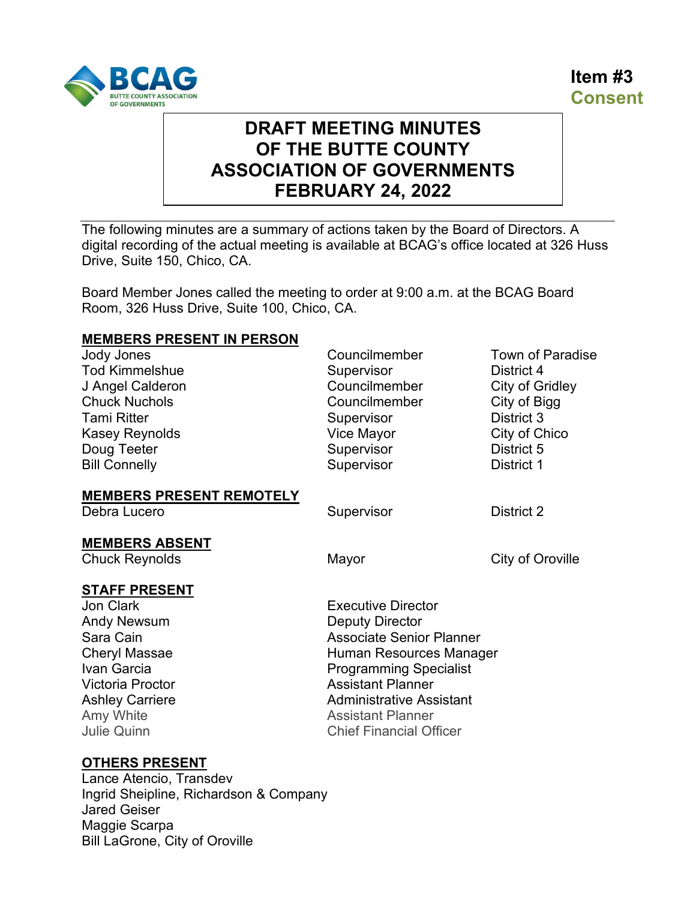**Item #3**
**Consent**

# DRAFT MEETING MINUTES OF THE BUTTE COUNTY ASSOCIATION OF GOVERNMENTS FEBRUARY 24, 2022

The following minutes are a summary of actions taken by the Board of Directors. A digital recording of the actual meeting is available at BCAG's office located at 326 Huss Drive, Suite 150, Chico, CA.

Board Member Jones called the meeting to order at 9:00 a.m. at the BCAG Board Room, 326 Huss Drive, Suite 100, Chico, CA.

**MEMBERS PRESENT IN PERSON**

| | | |
|---|---|---|
| Jody Jones | Councilmember | Town of Paradise |
| Tod Kimmelshue | Supervisor | District 4 |
| J Angel Calderon | Councilmember | City of Gridley |
| Chuck Nuchols | Councilmember | City of Bigg |
| Tami Ritter | Supervisor | District 3 |
| Kasey Reynolds | Vice Mayor | City of Chico |
| Doug Teeter | Supervisor | District 5 |
| Bill Connelly | Supervisor | District 1 |

**MEMBERS PRESENT REMOTELY**

| | | |
|---|---|---|
| Debra Lucero | Supervisor | District 2 |

**MEMBERS ABSENT**

| | | |
|---|---|---|
| Chuck Reynolds | Mayor | City of Oroville |

**STAFF PRESENT**

| | |
|---|---|
| Jon Clark | Executive Director |
| Andy Newsum | Deputy Director |
| Sara Cain | Associate Senior Planner |
| Cheryl Massae | Human Resources Manager |
| Ivan Garcia | Programming Specialist |
| Victoria Proctor | Assistant Planner |
| Ashley Carriere | Administrative Assistant |
| Amy White | Assistant Planner |
| Julie Quinn | Chief Financial Officer |

**OTHERS PRESENT**

Lance Atencio, Transdev
Ingrid Sheipline, Richardson & Company
Jared Geiser
Maggie Scarpa
Bill LaGrone, City of Oroville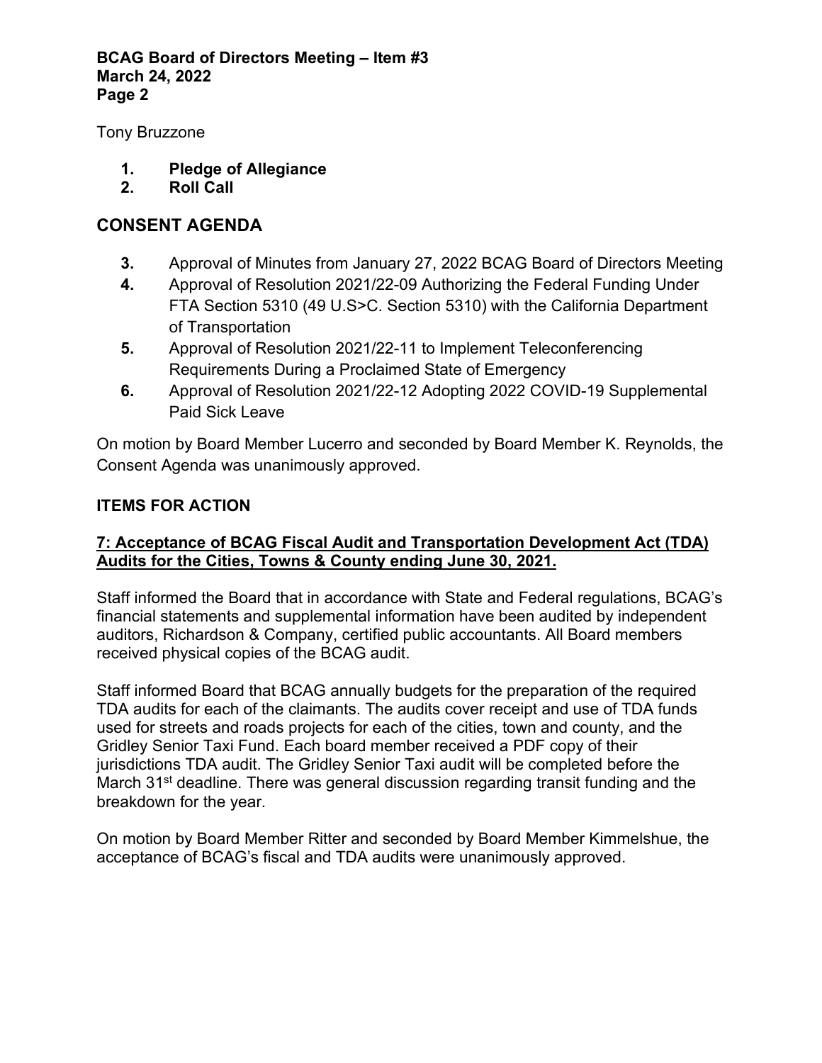Tony Bruzzone

1. **Pledge of Allegiance**
2. **Roll Call**

## CONSENT AGENDA

3. Approval of Minutes from January 27, 2022 BCAG Board of Directors Meeting
4. Approval of Resolution 2021/22-09 Authorizing the Federal Funding Under FTA Section 5310 (49 U.S>C. Section 5310) with the California Department of Transportation
5. Approval of Resolution 2021/22-11 to Implement Teleconferencing Requirements During a Proclaimed State of Emergency
6. Approval of Resolution 2021/22-12 Adopting 2022 COVID-19 Supplemental Paid Sick Leave

On motion by Board Member Lucerro and seconded by Board Member K. Reynolds, the Consent Agenda was unanimously approved.

### ITEMS FOR ACTION

**7: Acceptance of BCAG Fiscal Audit and Transportation Development Act (TDA) Audits for the Cities, Towns & County ending June 30, 2021.**

Staff informed the Board that in accordance with State and Federal regulations, BCAG's financial statements and supplemental information have been audited by independent auditors, Richardson & Company, certified public accountants. All Board members received physical copies of the BCAG audit.

Staff informed Board that BCAG annually budgets for the preparation of the required TDA audits for each of the claimants. The audits cover receipt and use of TDA funds used for streets and roads projects for each of the cities, town and county, and the Gridley Senior Taxi Fund. Each board member received a PDF copy of their jurisdictions TDA audit. The Gridley Senior Taxi audit will be completed before the March 31st deadline. There was general discussion regarding transit funding and the breakdown for the year.

On motion by Board Member Ritter and seconded by Board Member Kimmelshue, the acceptance of BCAG's fiscal and TDA audits were unanimously approved.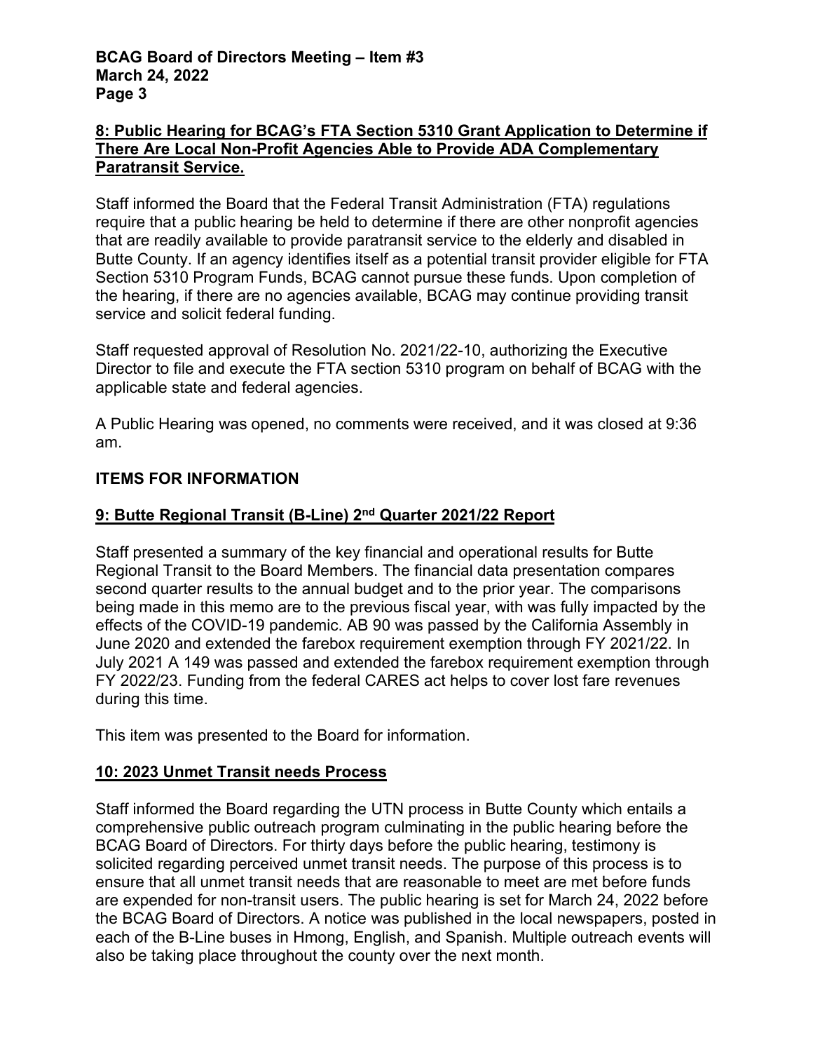**8: Public Hearing for BCAG's FTA Section 5310 Grant Application to Determine if There Are Local Non-Profit Agencies Able to Provide ADA Complementary Paratransit Service.**

Staff informed the Board that the Federal Transit Administration (FTA) regulations require that a public hearing be held to determine if there are other nonprofit agencies that are readily available to provide paratransit service to the elderly and disabled in Butte County. If an agency identifies itself as a potential transit provider eligible for FTA Section 5310 Program Funds, BCAG cannot pursue these funds. Upon completion of the hearing, if there are no agencies available, BCAG may continue providing transit service and solicit federal funding.

Staff requested approval of Resolution No. 2021/22-10, authorizing the Executive Director to file and execute the FTA section 5310 program on behalf of BCAG with the applicable state and federal agencies.

A Public Hearing was opened, no comments were received, and it was closed at 9:36 am.

## ITEMS FOR INFORMATION

**9: Butte Regional Transit (B-Line) 2nd Quarter 2021/22 Report**

Staff presented a summary of the key financial and operational results for Butte Regional Transit to the Board Members. The financial data presentation compares second quarter results to the annual budget and to the prior year. The comparisons being made in this memo are to the previous fiscal year, with was fully impacted by the effects of the COVID-19 pandemic. AB 90 was passed by the California Assembly in June 2020 and extended the farebox requirement exemption through FY 2021/22. In July 2021 A 149 was passed and extended the farebox requirement exemption through FY 2022/23. Funding from the federal CARES act helps to cover lost fare revenues during this time.

This item was presented to the Board for information.

**10: 2023 Unmet Transit needs Process**

Staff informed the Board regarding the UTN process in Butte County which entails a comprehensive public outreach program culminating in the public hearing before the BCAG Board of Directors. For thirty days before the public hearing, testimony is solicited regarding perceived unmet transit needs. The purpose of this process is to ensure that all unmet transit needs that are reasonable to meet are met before funds are expended for non-transit users. The public hearing is set for March 24, 2022 before the BCAG Board of Directors. A notice was published in the local newspapers, posted in each of the B-Line buses in Hmong, English, and Spanish. Multiple outreach events will also be taking place throughout the county over the next month.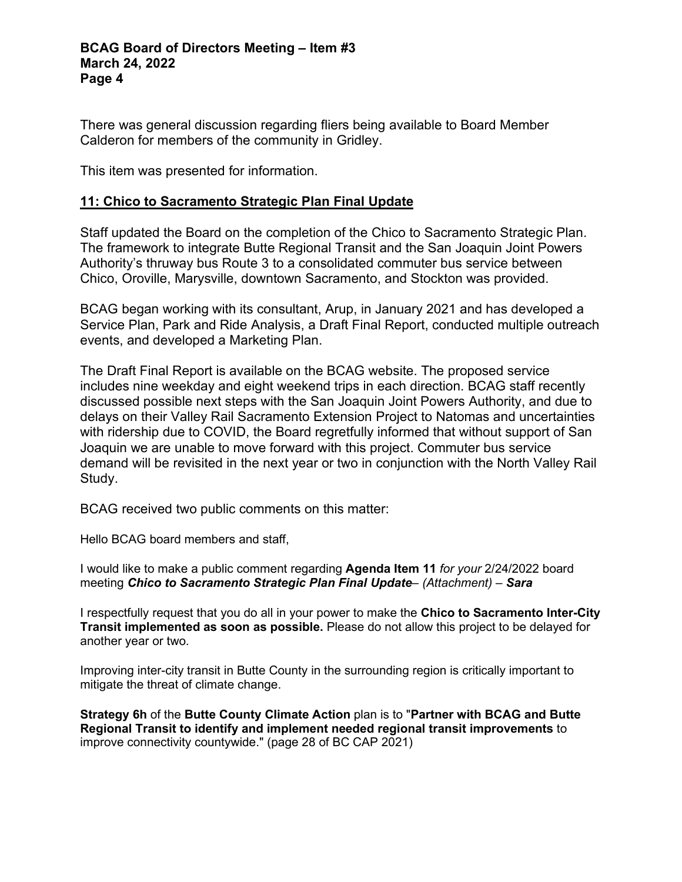There was general discussion regarding fliers being available to Board Member Calderon for members of the community in Gridley.

This item was presented for information.

## 11: Chico to Sacramento Strategic Plan Final Update

Staff updated the Board on the completion of the Chico to Sacramento Strategic Plan. The framework to integrate Butte Regional Transit and the San Joaquin Joint Powers Authority's thruway bus Route 3 to a consolidated commuter bus service between Chico, Oroville, Marysville, downtown Sacramento, and Stockton was provided.

BCAG began working with its consultant, Arup, in January 2021 and has developed a Service Plan, Park and Ride Analysis, a Draft Final Report, conducted multiple outreach events, and developed a Marketing Plan.

The Draft Final Report is available on the BCAG website. The proposed service includes nine weekday and eight weekend trips in each direction. BCAG staff recently discussed possible next steps with the San Joaquin Joint Powers Authority, and due to delays on their Valley Rail Sacramento Extension Project to Natomas and uncertainties with ridership due to COVID, the Board regretfully informed that without support of San Joaquin we are unable to move forward with this project. Commuter bus service demand will be revisited in the next year or two in conjunction with the North Valley Rail Study.

BCAG received two public comments on this matter:

Hello BCAG board members and staff,

I would like to make a public comment regarding **Agenda Item 11** *for your* 2/24/2022 board meeting ***Chico to Sacramento Strategic Plan Final Update****– (Attachment) –* ***Sara***

I respectfully request that you do all in your power to make the **Chico to Sacramento Inter-City Transit implemented as soon as possible.** Please do not allow this project to be delayed for another year or two.

Improving inter-city transit in Butte County in the surrounding region is critically important to mitigate the threat of climate change.

**Strategy 6h** of the **Butte County Climate Action** plan is to "**Partner with BCAG and Butte Regional Transit to identify and implement needed regional transit improvements** to improve connectivity countywide." (page 28 of BC CAP 2021)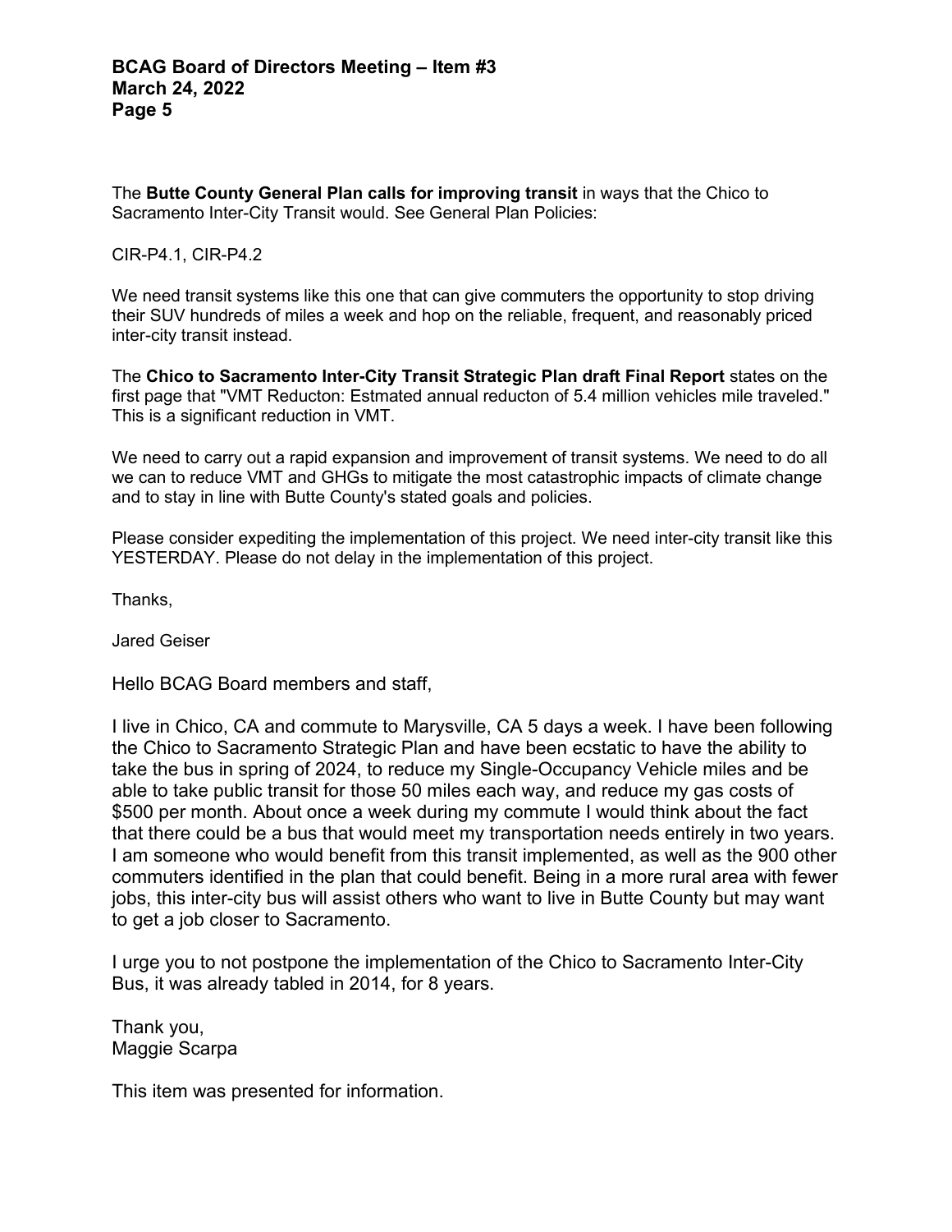The **Butte County General Plan calls for improving transit** in ways that the Chico to Sacramento Inter-City Transit would. See General Plan Policies:

CIR-P4.1, CIR-P4.2

We need transit systems like this one that can give commuters the opportunity to stop driving their SUV hundreds of miles a week and hop on the reliable, frequent, and reasonably priced inter-city transit instead.

The **Chico to Sacramento Inter-City Transit Strategic Plan draft Final Report** states on the first page that "VMT Reducton: Estmated annual reducton of 5.4 million vehicles mile traveled." This is a significant reduction in VMT.

We need to carry out a rapid expansion and improvement of transit systems. We need to do all we can to reduce VMT and GHGs to mitigate the most catastrophic impacts of climate change and to stay in line with Butte County's stated goals and policies.

Please consider expediting the implementation of this project. We need inter-city transit like this YESTERDAY. Please do not delay in the implementation of this project.

Thanks,

Jared Geiser

Hello BCAG Board members and staff,

I live in Chico, CA and commute to Marysville, CA 5 days a week. I have been following the Chico to Sacramento Strategic Plan and have been ecstatic to have the ability to take the bus in spring of 2024, to reduce my Single-Occupancy Vehicle miles and be able to take public transit for those 50 miles each way, and reduce my gas costs of $500 per month. About once a week during my commute I would think about the fact that there could be a bus that would meet my transportation needs entirely in two years. I am someone who would benefit from this transit implemented, as well as the 900 other commuters identified in the plan that could benefit. Being in a more rural area with fewer jobs, this inter-city bus will assist others who want to live in Butte County but may want to get a job closer to Sacramento.

I urge you to not postpone the implementation of the Chico to Sacramento Inter-City Bus, it was already tabled in 2014, for 8 years.

Thank you,
Maggie Scarpa

This item was presented for information.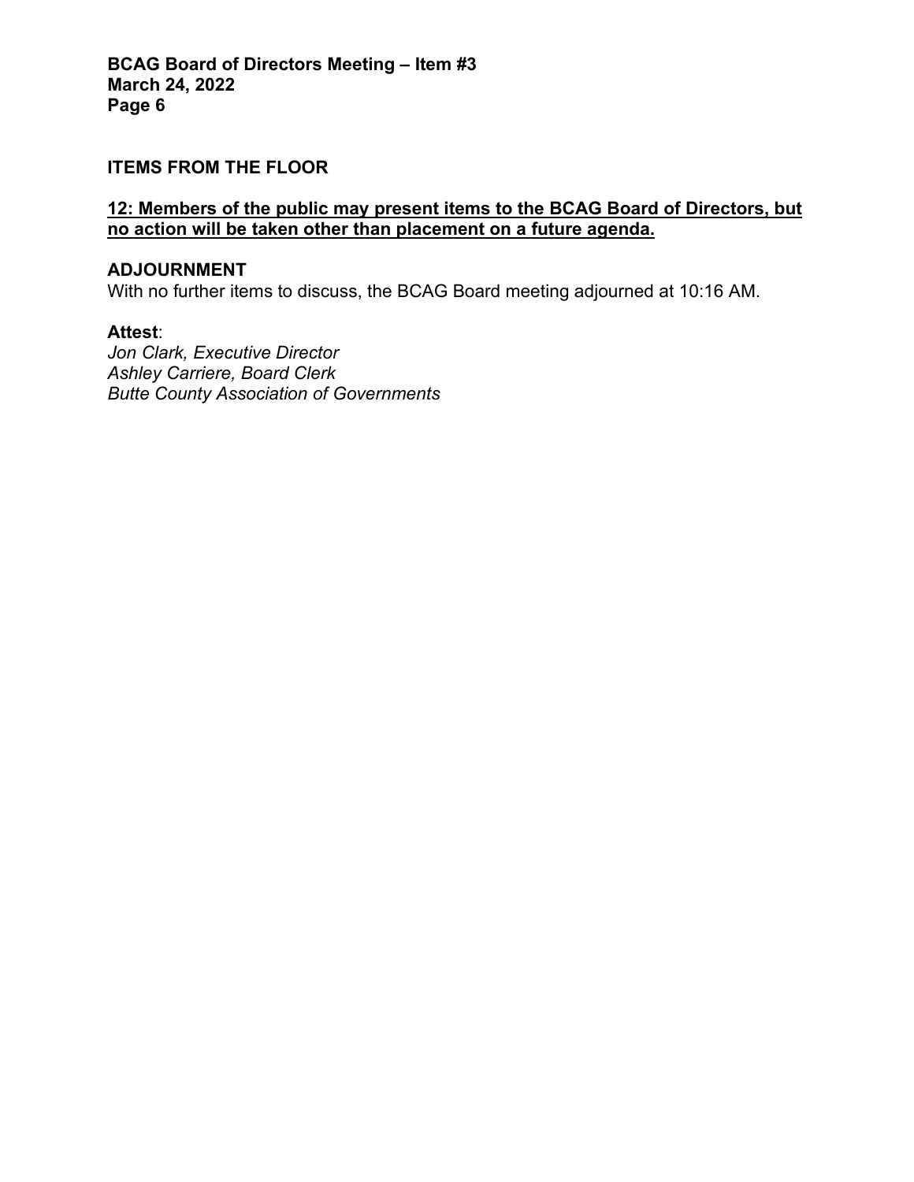## ITEMS FROM THE FLOOR

**12: Members of the public may present items to the BCAG Board of Directors, but no action will be taken other than placement on a future agenda.**

## ADJOURNMENT

With no further items to discuss, the BCAG Board meeting adjourned at 10:16 AM.

**Attest**:

*Jon Clark, Executive Director*
*Ashley Carriere, Board Clerk*
*Butte County Association of Governments*